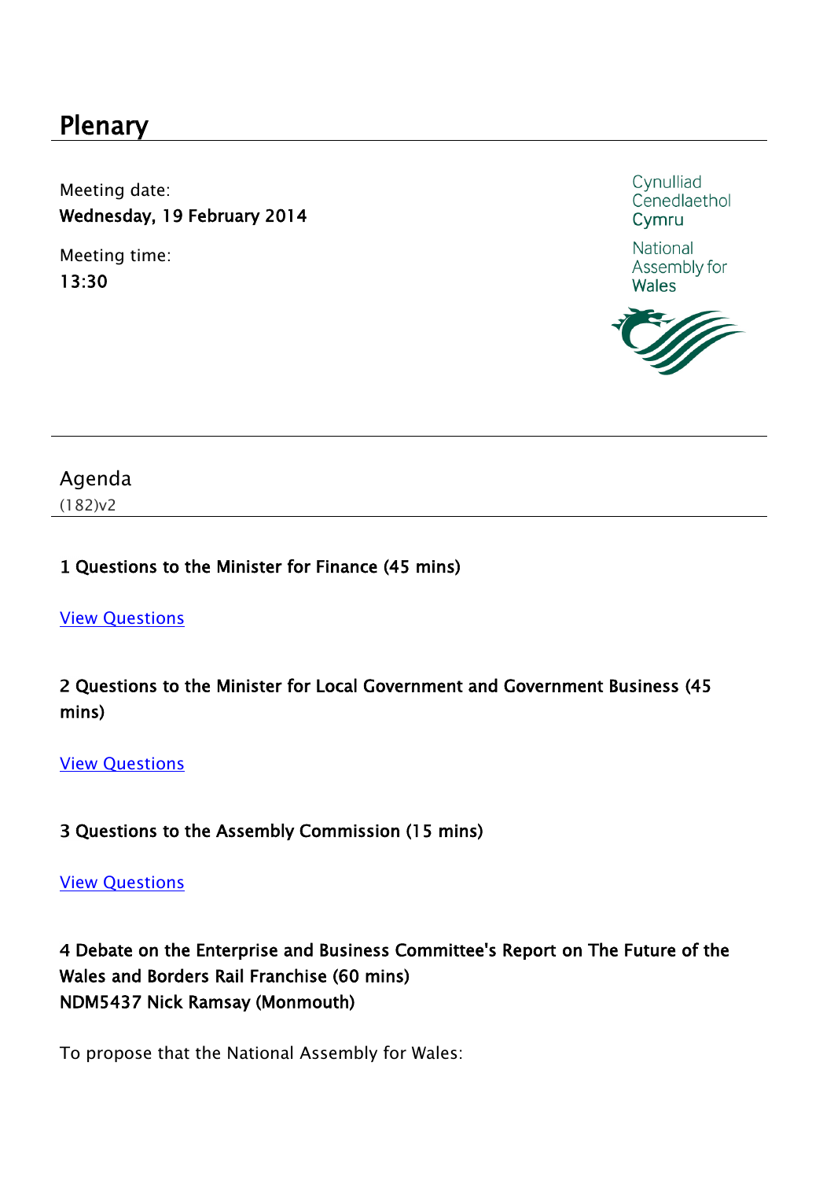# Plenary

Meeting date:
**Wednesday, 19 February 2014**

Meeting time:
**13:30**

Cynulliad Cenedlaethol Cymru

National Assembly for Wales

## Agenda

(182)v2

### 1 Questions to the Minister for Finance (45 mins)

View Questions

### 2 Questions to the Minister for Local Government and Government Business (45 mins)

View Questions

### 3 Questions to the Assembly Commission (15 mins)

View Questions

### 4 Debate on the Enterprise and Business Committee's Report on The Future of the Wales and Borders Rail Franchise (60 mins)

**NDM5437 Nick Ramsay (Monmouth)**

To propose that the National Assembly for Wales: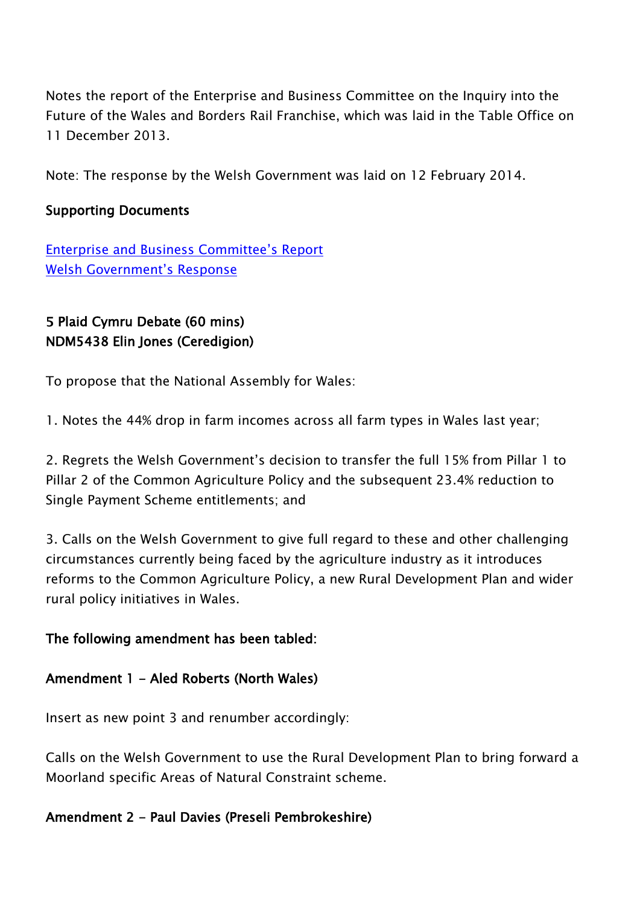Notes the report of the Enterprise and Business Committee on the Inquiry into the Future of the Wales and Borders Rail Franchise, which was laid in the Table Office on 11 December 2013.

Note: The response by the Welsh Government was laid on 12 February 2014.

**Supporting Documents**

[Enterprise and Business Committee's Report](#)
[Welsh Government's Response](#)

**5 Plaid Cymru Debate (60 mins)**
**NDM5438 Elin Jones (Ceredigion)**

To propose that the National Assembly for Wales:

1. Notes the 44% drop in farm incomes across all farm types in Wales last year;

2. Regrets the Welsh Government's decision to transfer the full 15% from Pillar 1 to Pillar 2 of the Common Agriculture Policy and the subsequent 23.4% reduction to Single Payment Scheme entitlements; and

3. Calls on the Welsh Government to give full regard to these and other challenging circumstances currently being faced by the agriculture industry as it introduces reforms to the Common Agriculture Policy, a new Rural Development Plan and wider rural policy initiatives in Wales.

**The following amendment has been tabled:**

**Amendment 1 - Aled Roberts (North Wales)**

Insert as new point 3 and renumber accordingly:

Calls on the Welsh Government to use the Rural Development Plan to bring forward a Moorland specific Areas of Natural Constraint scheme.

**Amendment 2 - Paul Davies (Preseli Pembrokeshire)**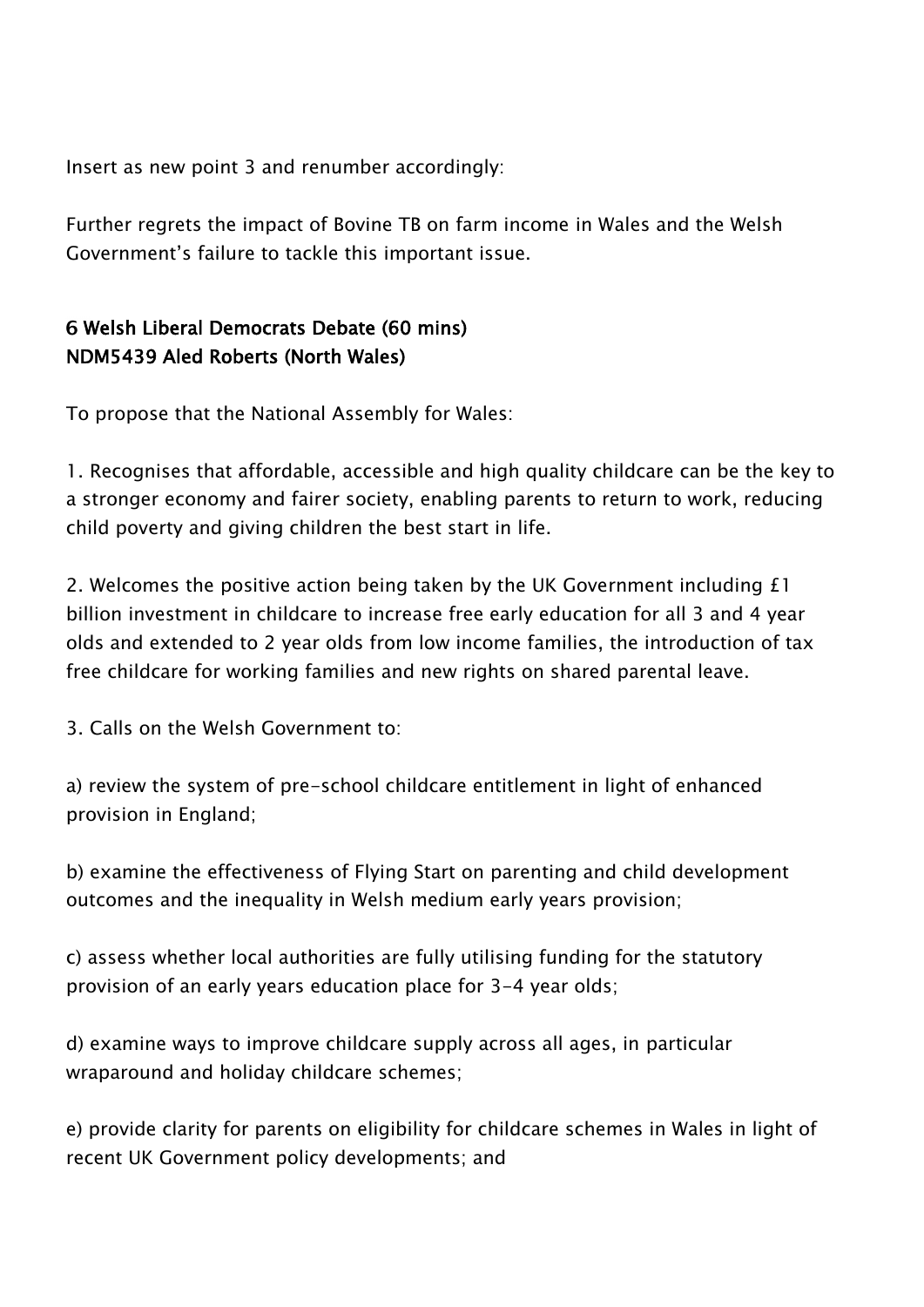Insert as new point 3 and renumber accordingly:

Further regrets the impact of Bovine TB on farm income in Wales and the Welsh Government's failure to tackle this important issue.

**6 Welsh Liberal Democrats Debate (60 mins)**
**NDM5439 Aled Roberts (North Wales)**

To propose that the National Assembly for Wales:

1. Recognises that affordable, accessible and high quality childcare can be the key to a stronger economy and fairer society, enabling parents to return to work, reducing child poverty and giving children the best start in life.

2. Welcomes the positive action being taken by the UK Government including £1 billion investment in childcare to increase free early education for all 3 and 4 year olds and extended to 2 year olds from low income families, the introduction of tax free childcare for working families and new rights on shared parental leave.

3. Calls on the Welsh Government to:

a) review the system of pre-school childcare entitlement in light of enhanced provision in England;

b) examine the effectiveness of Flying Start on parenting and child development outcomes and the inequality in Welsh medium early years provision;

c) assess whether local authorities are fully utilising funding for the statutory provision of an early years education place for 3-4 year olds;

d) examine ways to improve childcare supply across all ages, in particular wraparound and holiday childcare schemes;

e) provide clarity for parents on eligibility for childcare schemes in Wales in light of recent UK Government policy developments; and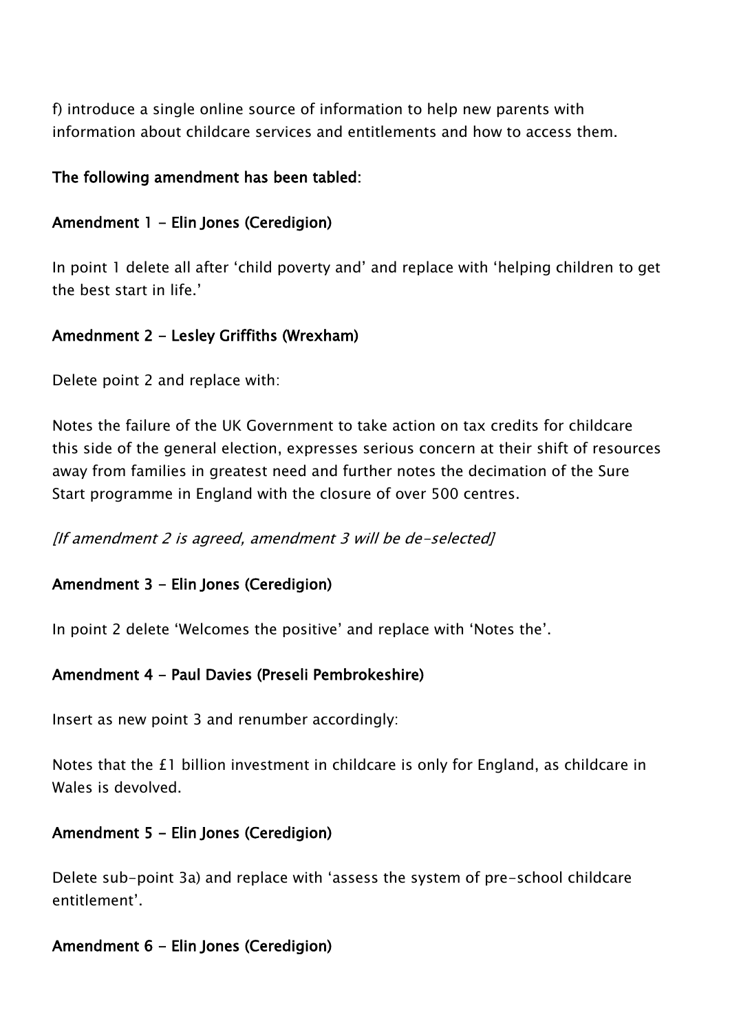f) introduce a single online source of information to help new parents with information about childcare services and entitlements and how to access them.

**The following amendment has been tabled:**

**Amendment 1 - Elin Jones (Ceredigion)**

In point 1 delete all after 'child poverty and' and replace with 'helping children to get the best start in life.'

**Amednment 2 - Lesley Griffiths (Wrexham)**

Delete point 2 and replace with:

Notes the failure of the UK Government to take action on tax credits for childcare this side of the general election, expresses serious concern at their shift of resources away from families in greatest need and further notes the decimation of the Sure Start programme in England with the closure of over 500 centres.

*[If amendment 2 is agreed, amendment 3 will be de-selected]*

**Amendment 3 - Elin Jones (Ceredigion)**

In point 2 delete 'Welcomes the positive' and replace with 'Notes the'.

**Amendment 4 - Paul Davies (Preseli Pembrokeshire)**

Insert as new point 3 and renumber accordingly:

Notes that the £1 billion investment in childcare is only for England, as childcare in Wales is devolved.

**Amendment 5 - Elin Jones (Ceredigion)**

Delete sub-point 3a) and replace with 'assess the system of pre-school childcare entitlement'.

**Amendment 6 - Elin Jones (Ceredigion)**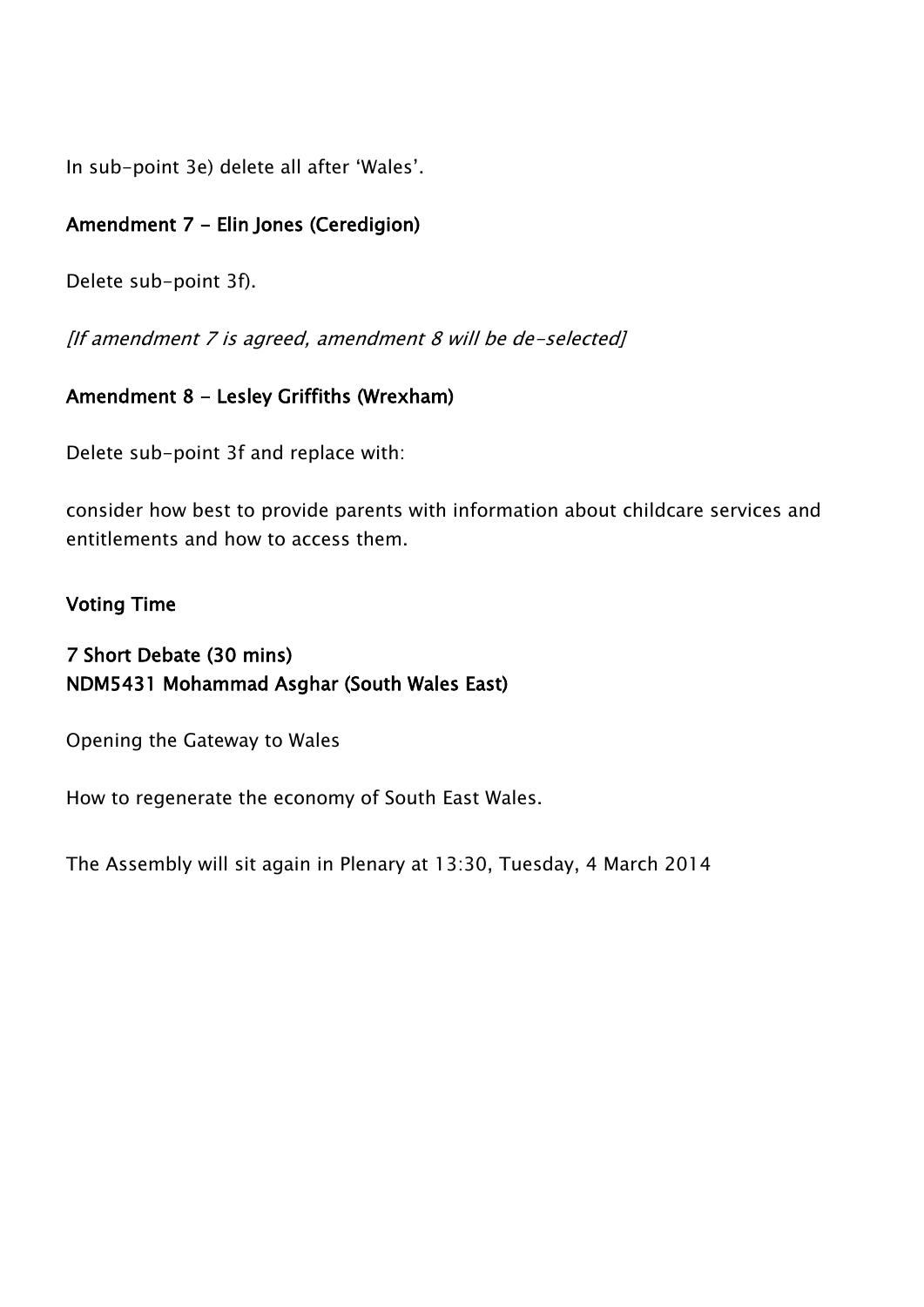In sub-point 3e) delete all after 'Wales'.

**Amendment 7 - Elin Jones (Ceredigion)**

Delete sub-point 3f).

*[If amendment 7 is agreed, amendment 8 will be de-selected]*

**Amendment 8 - Lesley Griffiths (Wrexham)**

Delete sub-point 3f and replace with:

consider how best to provide parents with information about childcare services and entitlements and how to access them.

**Voting Time**

**7 Short Debate (30 mins)**
**NDM5431 Mohammad Asghar (South Wales East)**

Opening the Gateway to Wales

How to regenerate the economy of South East Wales.

The Assembly will sit again in Plenary at 13:30, Tuesday, 4 March 2014